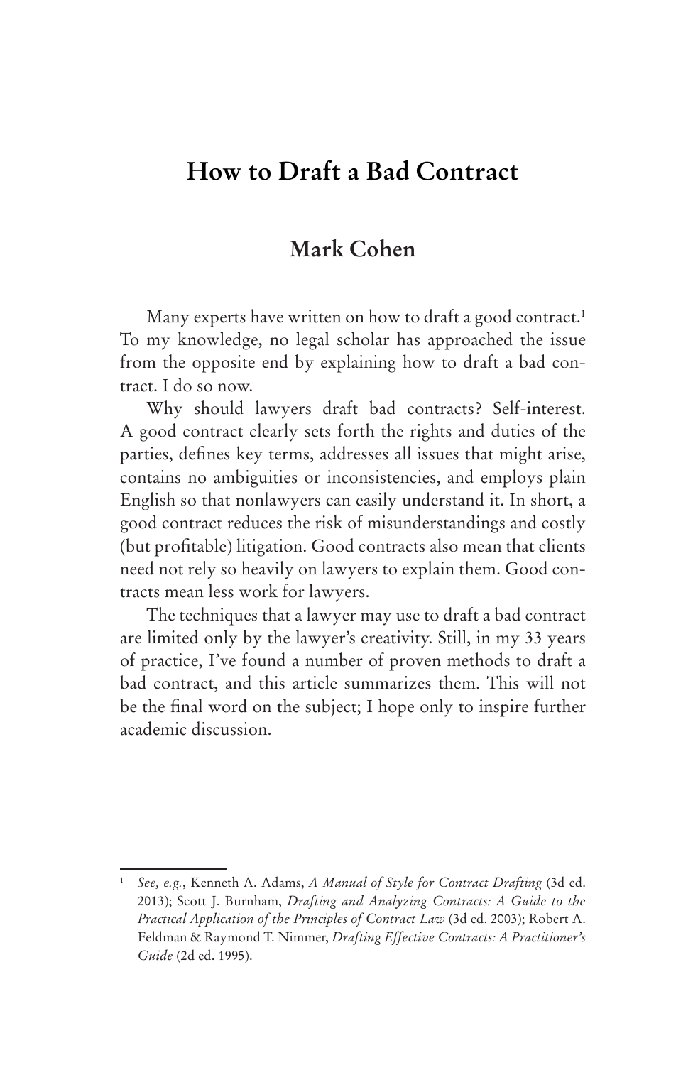# How to Draft a Bad Contract

## Mark Cohen

Many experts have written on how to draft a good contract.[1] To my knowledge, no legal scholar has approached the issue from the opposite end by explaining how to draft a bad contract. I do so now.

Why should lawyers draft bad contracts? Self-interest. A good contract clearly sets forth the rights and duties of the parties, defines key terms, addresses all issues that might arise, contains no ambiguities or inconsistencies, and employs plain English so that nonlawyers can easily understand it. In short, a good contract reduces the risk of misunderstandings and costly (but profitable) litigation. Good contracts also mean that clients need not rely so heavily on lawyers to explain them. Good contracts mean less work for lawyers.

The techniques that a lawyer may use to draft a bad contract are limited only by the lawyer's creativity. Still, in my 33 years of practice, I've found a number of proven methods to draft a bad contract, and this article summarizes them. This will not be the final word on the subject; I hope only to inspire further academic discussion.

---

[1] *See, e.g.*, Kenneth A. Adams, *A Manual of Style for Contract Drafting* (3d ed. 2013); Scott J. Burnham, *Drafting and Analyzing Contracts: A Guide to the Practical Application of the Principles of Contract Law* (3d ed. 2003); Robert A. Feldman & Raymond T. Nimmer, *Drafting Effective Contracts: A Practitioner's Guide* (2d ed. 1995).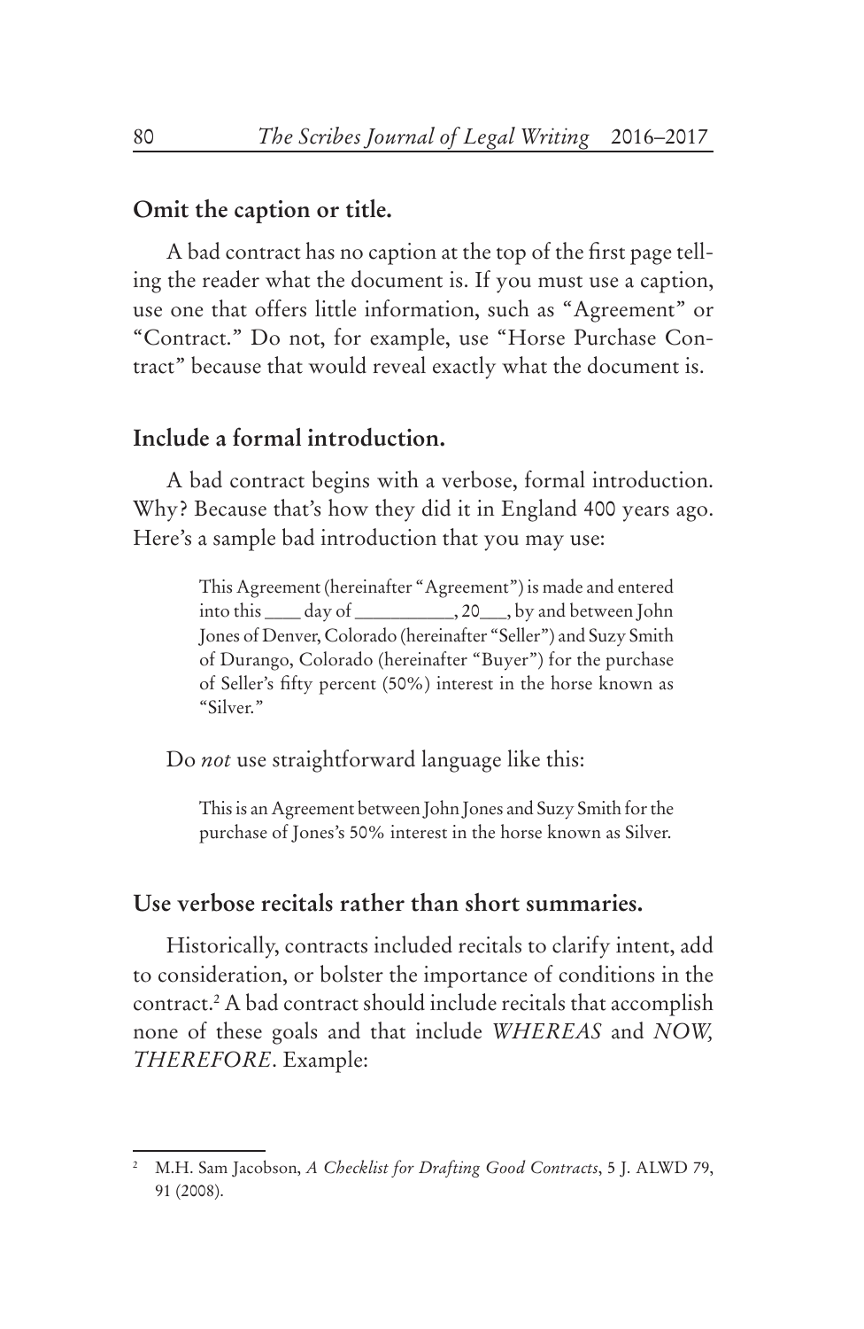## Omit the caption or title.

A bad contract has no caption at the top of the first page telling the reader what the document is. If you must use a caption, use one that offers little information, such as "Agreement" or "Contract." Do not, for example, use "Horse Purchase Contract" because that would reveal exactly what the document is.

## Include a formal introduction.

A bad contract begins with a verbose, formal introduction. Why? Because that's how they did it in England 400 years ago. Here's a sample bad introduction that you may use:

> This Agreement (hereinafter "Agreement") is made and entered into this ____ day of __________, 20___, by and between John Jones of Denver, Colorado (hereinafter "Seller") and Suzy Smith of Durango, Colorado (hereinafter "Buyer") for the purchase of Seller's fifty percent (50%) interest in the horse known as "Silver."

Do *not* use straightforward language like this:

> This is an Agreement between John Jones and Suzy Smith for the purchase of Jones's 50% interest in the horse known as Silver.

## Use verbose recitals rather than short summaries.

Historically, contracts included recitals to clarify intent, add to consideration, or bolster the importance of conditions in the contract.[2] A bad contract should include recitals that accomplish none of these goals and that include *WHEREAS* and *NOW, THEREFORE*. Example:

---

[2] M.H. Sam Jacobson, *A Checklist for Drafting Good Contracts*, 5 J. ALWD 79, 91 (2008).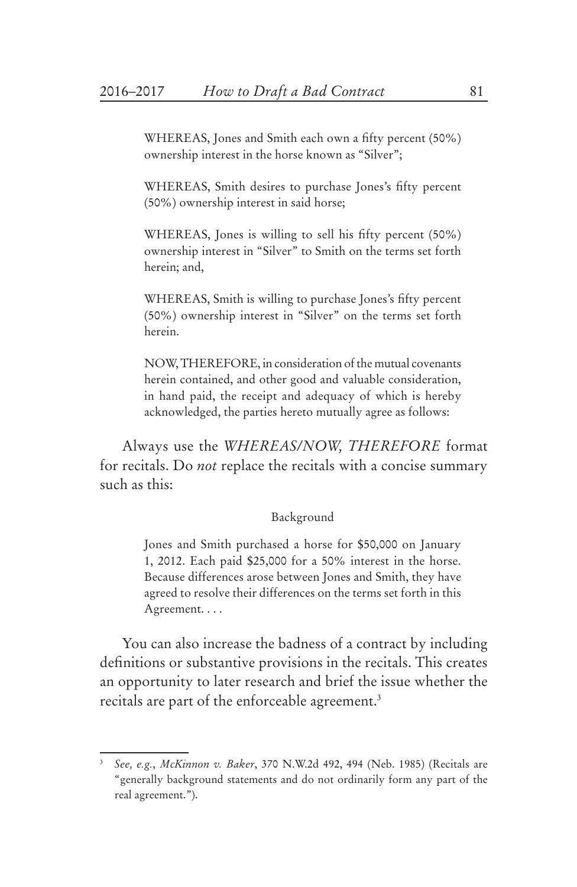> WHEREAS, Jones and Smith each own a fifty percent (50%) ownership interest in the horse known as "Silver";
>
> WHEREAS, Smith desires to purchase Jones's fifty percent (50%) ownership interest in said horse;
>
> WHEREAS, Jones is willing to sell his fifty percent (50%) ownership interest in "Silver" to Smith on the terms set forth herein; and,
>
> WHEREAS, Smith is willing to purchase Jones's fifty percent (50%) ownership interest in "Silver" on the terms set forth herein.
>
> NOW, THEREFORE, in consideration of the mutual covenants herein contained, and other good and valuable consideration, in hand paid, the receipt and adequacy of which is hereby acknowledged, the parties hereto mutually agree as follows:

Always use the *WHEREAS/NOW, THEREFORE* format for recitals. Do *not* replace the recitals with a concise summary such as this:

> Background
>
> Jones and Smith purchased a horse for $50,000 on January 1, 2012. Each paid $25,000 for a 50% interest in the horse. Because differences arose between Jones and Smith, they have agreed to resolve their differences on the terms set forth in this Agreement. . . .

You can also increase the badness of a contract by including definitions or substantive provisions in the recitals. This creates an opportunity to later research and brief the issue whether the recitals are part of the enforceable agreement.[3]

---

[3] *See, e.g.*, *McKinnon v. Baker*, 370 N.W.2d 492, 494 (Neb. 1985) (Recitals are "generally background statements and do not ordinarily form any part of the real agreement.").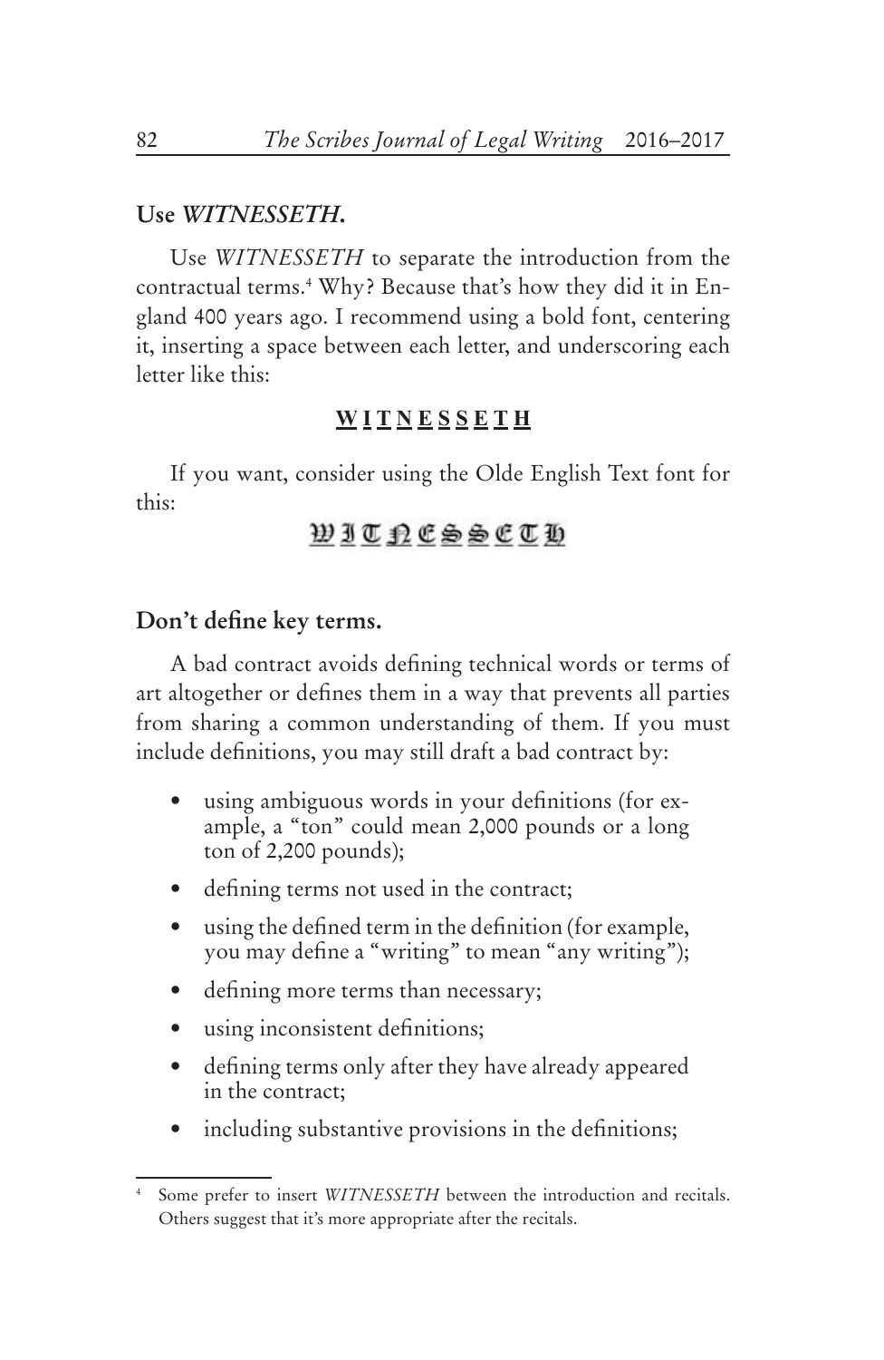### Use *WITNESSETH*.

Use *WITNESSETH* to separate the introduction from the contractual terms.[4] Why? Because that's how they did it in England 400 years ago. I recommend using a bold font, centering it, inserting a space between each letter, and underscoring each letter like this:

**<u>W</u> <u>I</u> <u>T</u> <u>N</u> <u>E</u> <u>S</u> <u>S</u> <u>E</u> <u>T</u> <u>H</u>**

If you want, consider using the Olde English Text font for this:

<u>W</u> <u>I</u> <u>T</u> <u>N</u> <u>E</u> <u>S</u> <u>S</u> <u>E</u> <u>T</u> <u>H</u>

### Don't define key terms.

A bad contract avoids defining technical words or terms of art altogether or defines them in a way that prevents all parties from sharing a common understanding of them. If you must include definitions, you may still draft a bad contract by:

- using ambiguous words in your definitions (for example, a "ton" could mean 2,000 pounds or a long ton of 2,200 pounds);
- defining terms not used in the contract;
- using the defined term in the definition (for example, you may define a "writing" to mean "any writing");
- defining more terms than necessary;
- using inconsistent definitions;
- defining terms only after they have already appeared in the contract;
- including substantive provisions in the definitions;

[4] Some prefer to insert *WITNESSETH* between the introduction and recitals. Others suggest that it's more appropriate after the recitals.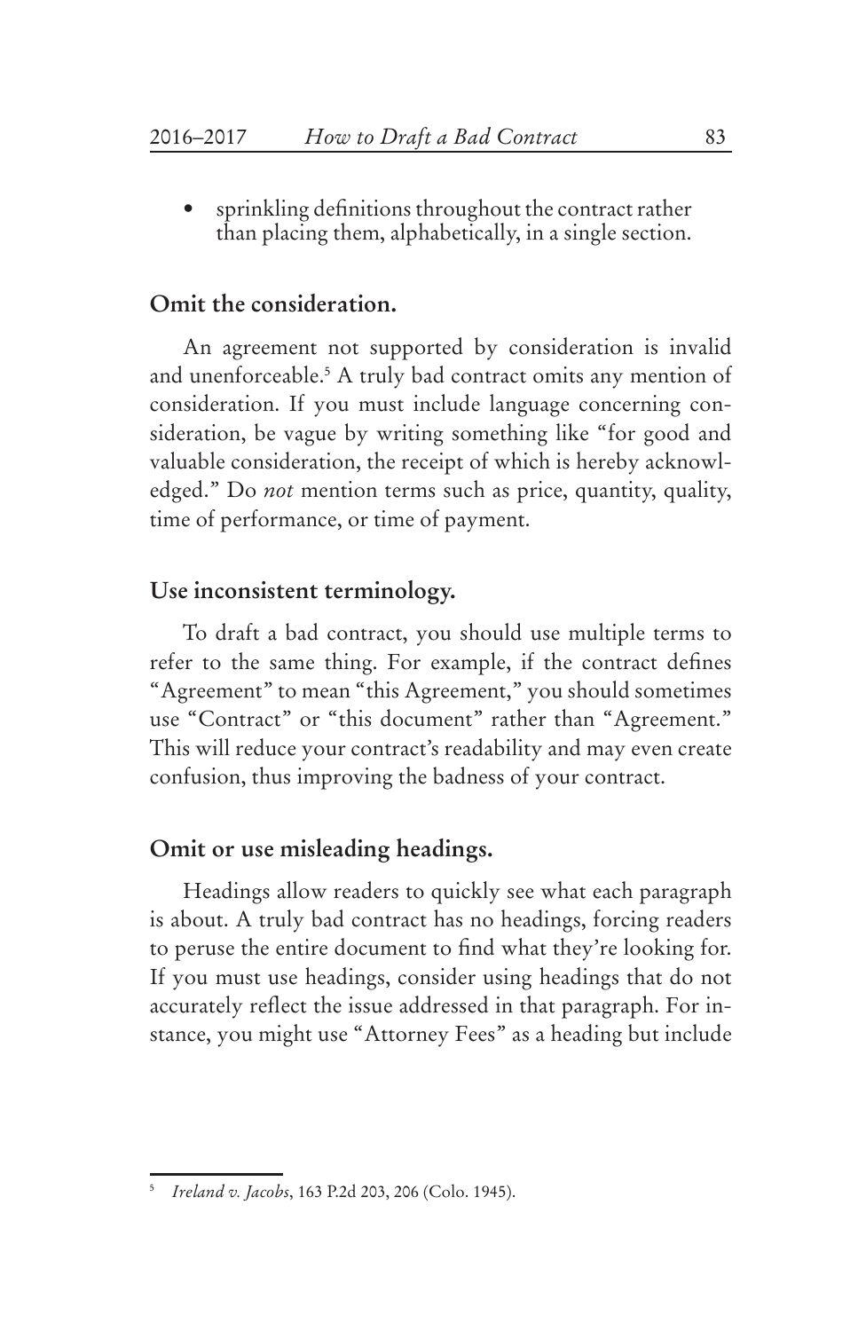- sprinkling definitions throughout the contract rather than placing them, alphabetically, in a single section.

### Omit the consideration.

An agreement not supported by consideration is invalid and unenforceable.[5] A truly bad contract omits any mention of consideration. If you must include language concerning consideration, be vague by writing something like "for good and valuable consideration, the receipt of which is hereby acknowledged." Do *not* mention terms such as price, quantity, quality, time of performance, or time of payment.

### Use inconsistent terminology.

To draft a bad contract, you should use multiple terms to refer to the same thing. For example, if the contract defines "Agreement" to mean "this Agreement," you should sometimes use "Contract" or "this document" rather than "Agreement." This will reduce your contract's readability and may even create confusion, thus improving the badness of your contract.

### Omit or use misleading headings.

Headings allow readers to quickly see what each paragraph is about. A truly bad contract has no headings, forcing readers to peruse the entire document to find what they're looking for. If you must use headings, consider using headings that do not accurately reflect the issue addressed in that paragraph. For instance, you might use "Attorney Fees" as a heading but include

---

[5] *Ireland v. Jacobs*, 163 P.2d 203, 206 (Colo. 1945).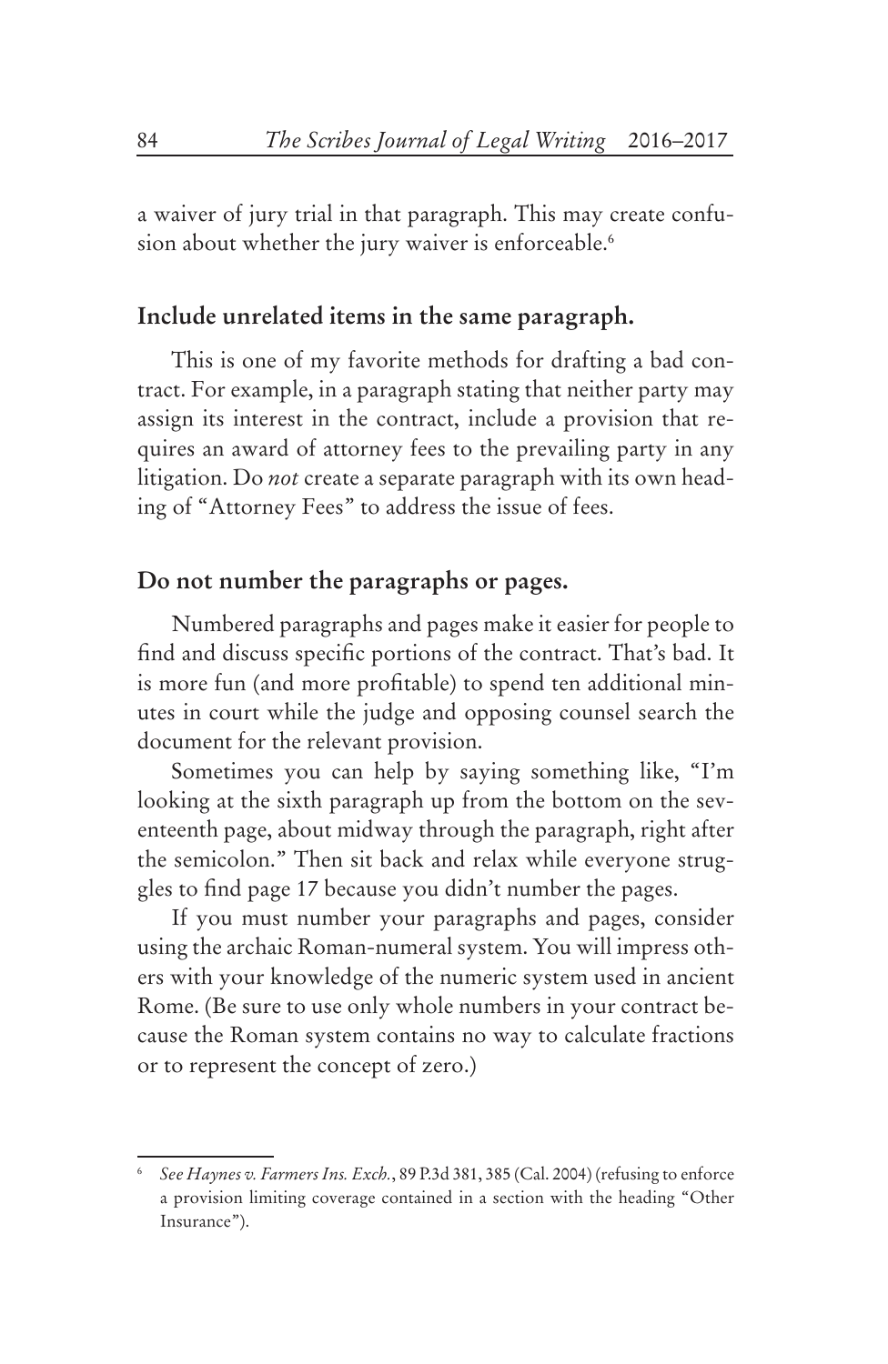a waiver of jury trial in that paragraph. This may create confusion about whether the jury waiver is enforceable.[6]

## Include unrelated items in the same paragraph.

This is one of my favorite methods for drafting a bad contract. For example, in a paragraph stating that neither party may assign its interest in the contract, include a provision that requires an award of attorney fees to the prevailing party in any litigation. Do *not* create a separate paragraph with its own heading of "Attorney Fees" to address the issue of fees.

## Do not number the paragraphs or pages.

Numbered paragraphs and pages make it easier for people to find and discuss specific portions of the contract. That's bad. It is more fun (and more profitable) to spend ten additional minutes in court while the judge and opposing counsel search the document for the relevant provision.

Sometimes you can help by saying something like, "I'm looking at the sixth paragraph up from the bottom on the seventeenth page, about midway through the paragraph, right after the semicolon." Then sit back and relax while everyone struggles to find page 17 because you didn't number the pages.

If you must number your paragraphs and pages, consider using the archaic Roman-numeral system. You will impress others with your knowledge of the numeric system used in ancient Rome. (Be sure to use only whole numbers in your contract because the Roman system contains no way to calculate fractions or to represent the concept of zero.)

---

[6] *See Haynes v. Farmers Ins. Exch.*, 89 P.3d 381, 385 (Cal. 2004) (refusing to enforce a provision limiting coverage contained in a section with the heading "Other Insurance").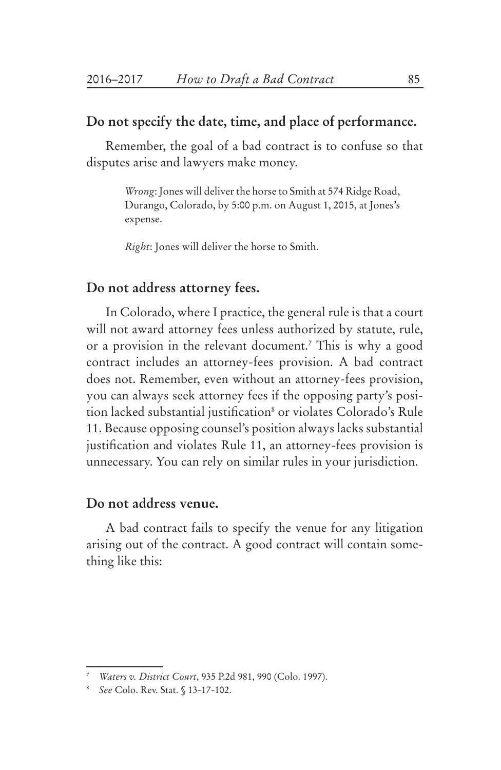## Do not specify the date, time, and place of performance.

Remember, the goal of a bad contract is to confuse so that disputes arise and lawyers make money.

> *Wrong*: Jones will deliver the horse to Smith at 574 Ridge Road, Durango, Colorado, by 5:00 p.m. on August 1, 2015, at Jones's expense.
>
> *Right*: Jones will deliver the horse to Smith.

## Do not address attorney fees.

In Colorado, where I practice, the general rule is that a court will not award attorney fees unless authorized by statute, rule, or a provision in the relevant document.[7] This is why a good contract includes an attorney-fees provision. A bad contract does not. Remember, even without an attorney-fees provision, you can always seek attorney fees if the opposing party's position lacked substantial justification[8] or violates Colorado's Rule 11. Because opposing counsel's position always lacks substantial justification and violates Rule 11, an attorney-fees provision is unnecessary. You can rely on similar rules in your jurisdiction.

## Do not address venue.

A bad contract fails to specify the venue for any litigation arising out of the contract. A good contract will contain something like this:

---

[7] *Waters v. District Court*, 935 P.2d 981, 990 (Colo. 1997).

[8] *See* Colo. Rev. Stat. § 13-17-102.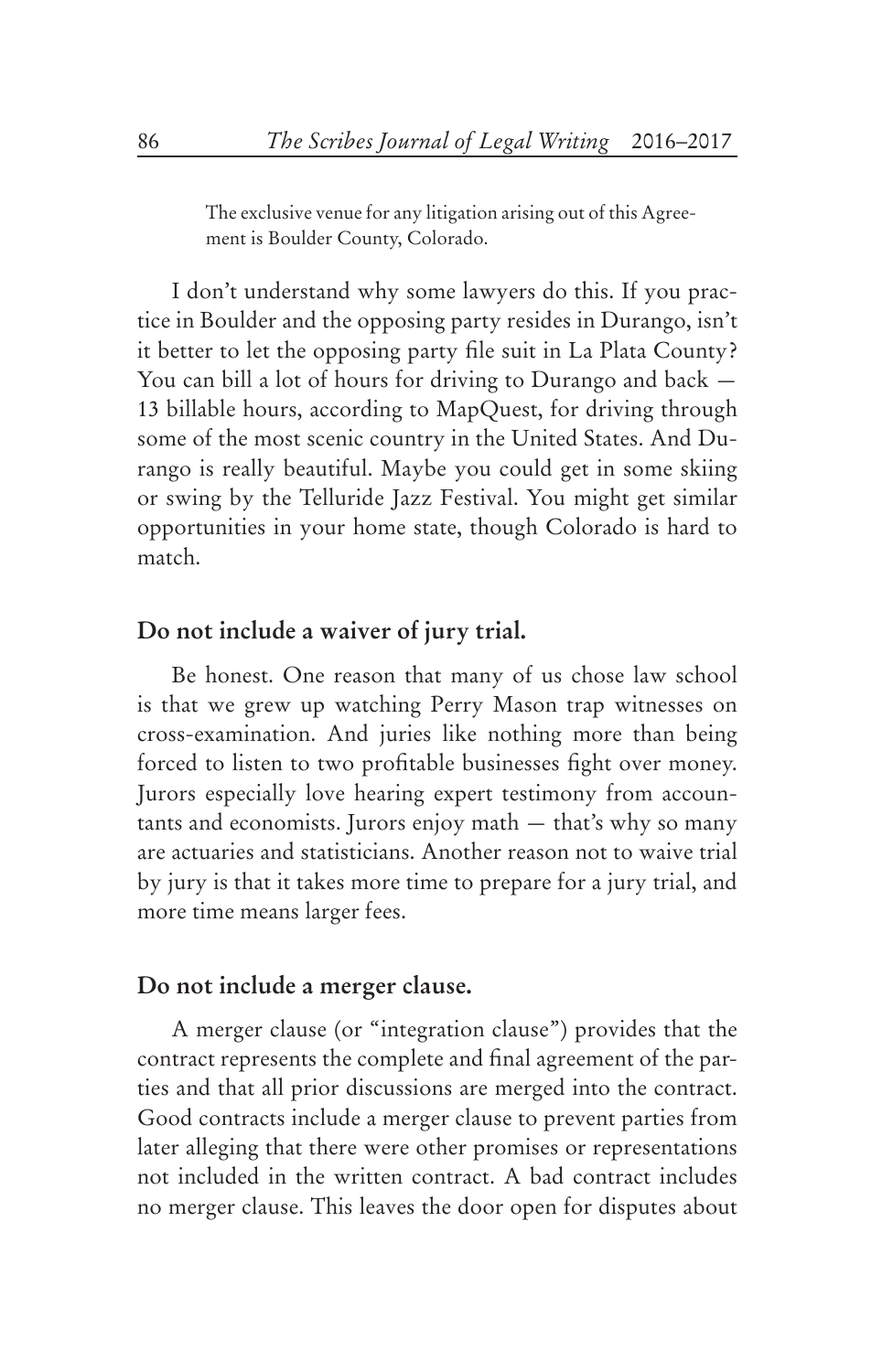> The exclusive venue for any litigation arising out of this Agreement is Boulder County, Colorado.

I don't understand why some lawyers do this. If you practice in Boulder and the opposing party resides in Durango, isn't it better to let the opposing party file suit in La Plata County? You can bill a lot of hours for driving to Durango and back — 13 billable hours, according to MapQuest, for driving through some of the most scenic country in the United States. And Durango is really beautiful. Maybe you could get in some skiing or swing by the Telluride Jazz Festival. You might get similar opportunities in your home state, though Colorado is hard to match.

### Do not include a waiver of jury trial.

Be honest. One reason that many of us chose law school is that we grew up watching Perry Mason trap witnesses on cross-examination. And juries like nothing more than being forced to listen to two profitable businesses fight over money. Jurors especially love hearing expert testimony from accountants and economists. Jurors enjoy math — that's why so many are actuaries and statisticians. Another reason not to waive trial by jury is that it takes more time to prepare for a jury trial, and more time means larger fees.

### Do not include a merger clause.

A merger clause (or "integration clause") provides that the contract represents the complete and final agreement of the parties and that all prior discussions are merged into the contract. Good contracts include a merger clause to prevent parties from later alleging that there were other promises or representations not included in the written contract. A bad contract includes no merger clause. This leaves the door open for disputes about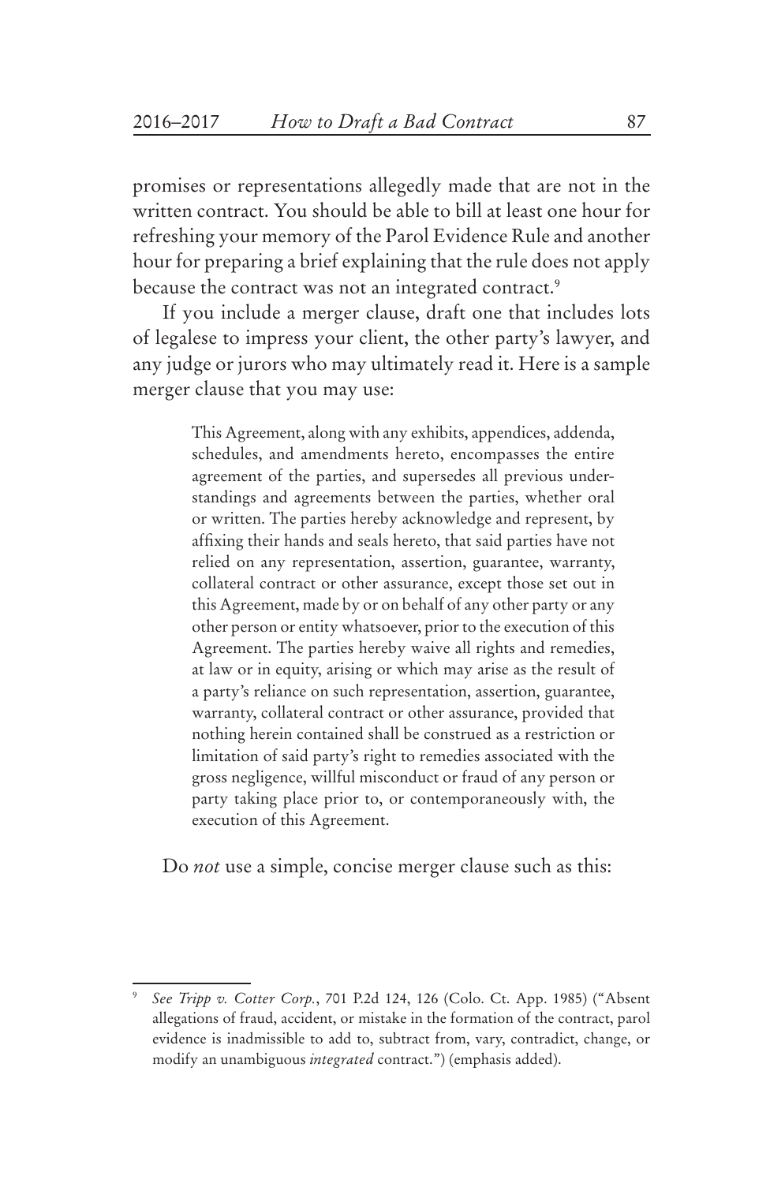promises or representations allegedly made that are not in the written contract. You should be able to bill at least one hour for refreshing your memory of the Parol Evidence Rule and another hour for preparing a brief explaining that the rule does not apply because the contract was not an integrated contract.[9]

If you include a merger clause, draft one that includes lots of legalese to impress your client, the other party's lawyer, and any judge or jurors who may ultimately read it. Here is a sample merger clause that you may use:

> This Agreement, along with any exhibits, appendices, addenda, schedules, and amendments hereto, encompasses the entire agreement of the parties, and supersedes all previous understandings and agreements between the parties, whether oral or written. The parties hereby acknowledge and represent, by affixing their hands and seals hereto, that said parties have not relied on any representation, assertion, guarantee, warranty, collateral contract or other assurance, except those set out in this Agreement, made by or on behalf of any other party or any other person or entity whatsoever, prior to the execution of this Agreement. The parties hereby waive all rights and remedies, at law or in equity, arising or which may arise as the result of a party's reliance on such representation, assertion, guarantee, warranty, collateral contract or other assurance, provided that nothing herein contained shall be construed as a restriction or limitation of said party's right to remedies associated with the gross negligence, willful misconduct or fraud of any person or party taking place prior to, or contemporaneously with, the execution of this Agreement.

Do *not* use a simple, concise merger clause such as this:

---

[9] *See Tripp v. Cotter Corp.*, 701 P.2d 124, 126 (Colo. Ct. App. 1985) ("Absent allegations of fraud, accident, or mistake in the formation of the contract, parol evidence is inadmissible to add to, subtract from, vary, contradict, change, or modify an unambiguous *integrated* contract.") (emphasis added).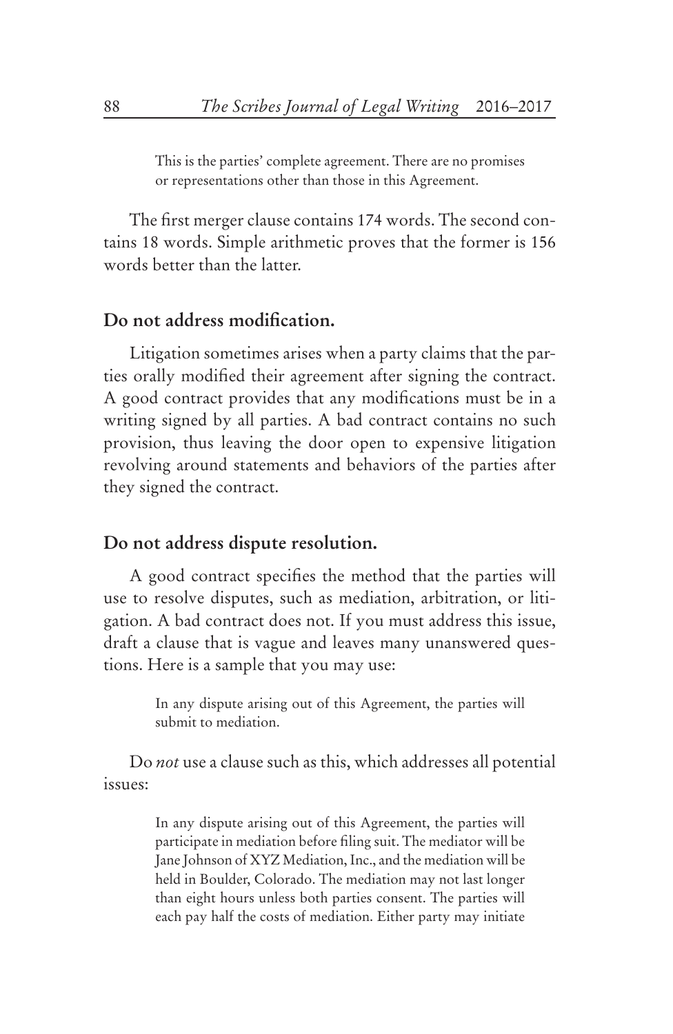> This is the parties' complete agreement. There are no promises or representations other than those in this Agreement.

The first merger clause contains 174 words. The second contains 18 words. Simple arithmetic proves that the former is 156 words better than the latter.

## Do not address modification.

Litigation sometimes arises when a party claims that the parties orally modified their agreement after signing the contract. A good contract provides that any modifications must be in a writing signed by all parties. A bad contract contains no such provision, thus leaving the door open to expensive litigation revolving around statements and behaviors of the parties after they signed the contract.

## Do not address dispute resolution.

A good contract specifies the method that the parties will use to resolve disputes, such as mediation, arbitration, or litigation. A bad contract does not. If you must address this issue, draft a clause that is vague and leaves many unanswered questions. Here is a sample that you may use:

> In any dispute arising out of this Agreement, the parties will submit to mediation.

Do *not* use a clause such as this, which addresses all potential issues:

> In any dispute arising out of this Agreement, the parties will participate in mediation before filing suit. The mediator will be Jane Johnson of XYZ Mediation, Inc., and the mediation will be held in Boulder, Colorado. The mediation may not last longer than eight hours unless both parties consent. The parties will each pay half the costs of mediation. Either party may initiate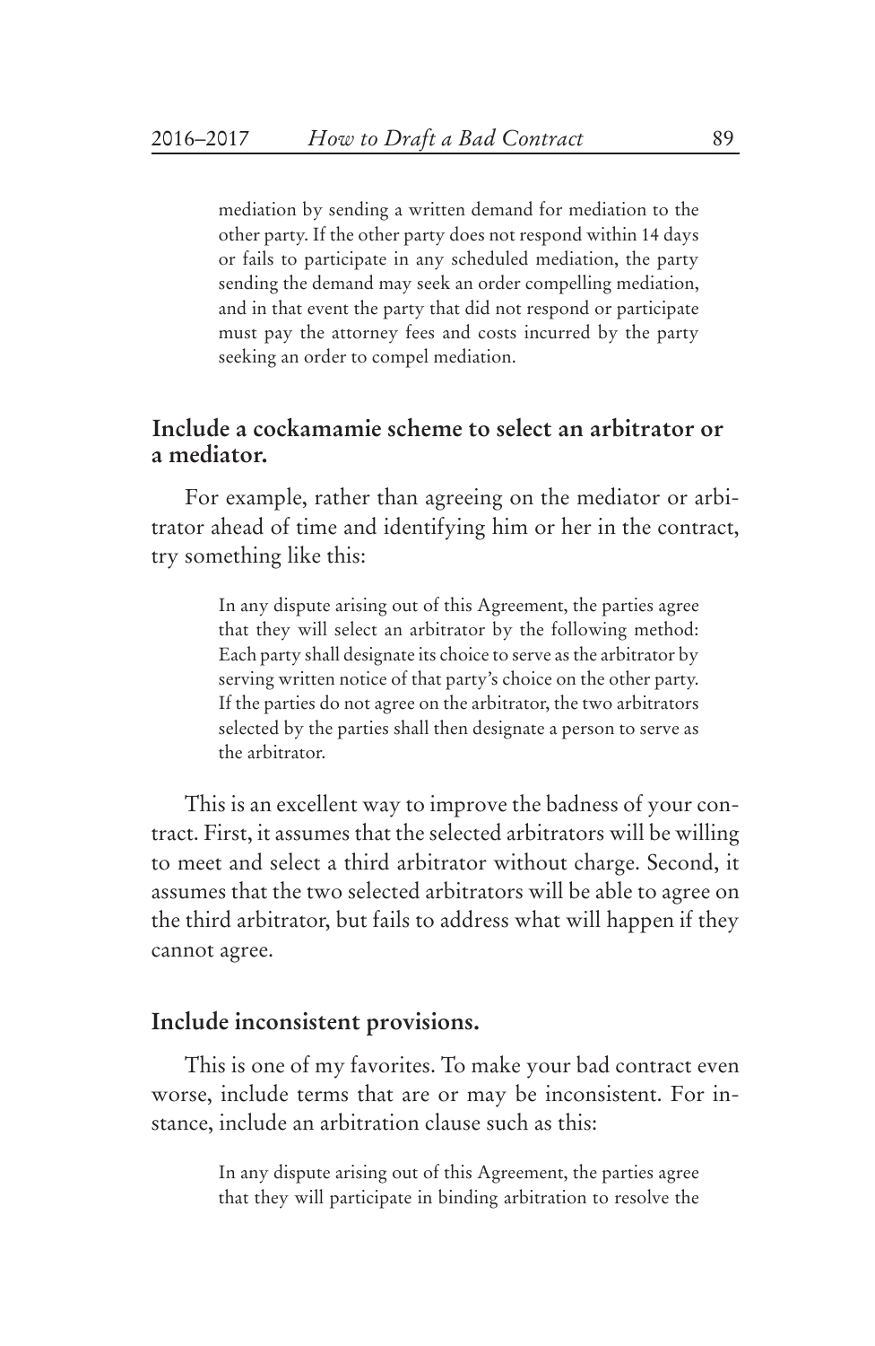> mediation by sending a written demand for mediation to the other party. If the other party does not respond within 14 days or fails to participate in any scheduled mediation, the party sending the demand may seek an order compelling mediation, and in that event the party that did not respond or participate must pay the attorney fees and costs incurred by the party seeking an order to compel mediation.

### Include a cockamamie scheme to select an arbitrator or a mediator.

For example, rather than agreeing on the mediator or arbitrator ahead of time and identifying him or her in the contract, try something like this:

> In any dispute arising out of this Agreement, the parties agree that they will select an arbitrator by the following method: Each party shall designate its choice to serve as the arbitrator by serving written notice of that party's choice on the other party. If the parties do not agree on the arbitrator, the two arbitrators selected by the parties shall then designate a person to serve as the arbitrator.

This is an excellent way to improve the badness of your contract. First, it assumes that the selected arbitrators will be willing to meet and select a third arbitrator without charge. Second, it assumes that the two selected arbitrators will be able to agree on the third arbitrator, but fails to address what will happen if they cannot agree.

### Include inconsistent provisions.

This is one of my favorites. To make your bad contract even worse, include terms that are or may be inconsistent. For instance, include an arbitration clause such as this:

> In any dispute arising out of this Agreement, the parties agree that they will participate in binding arbitration to resolve the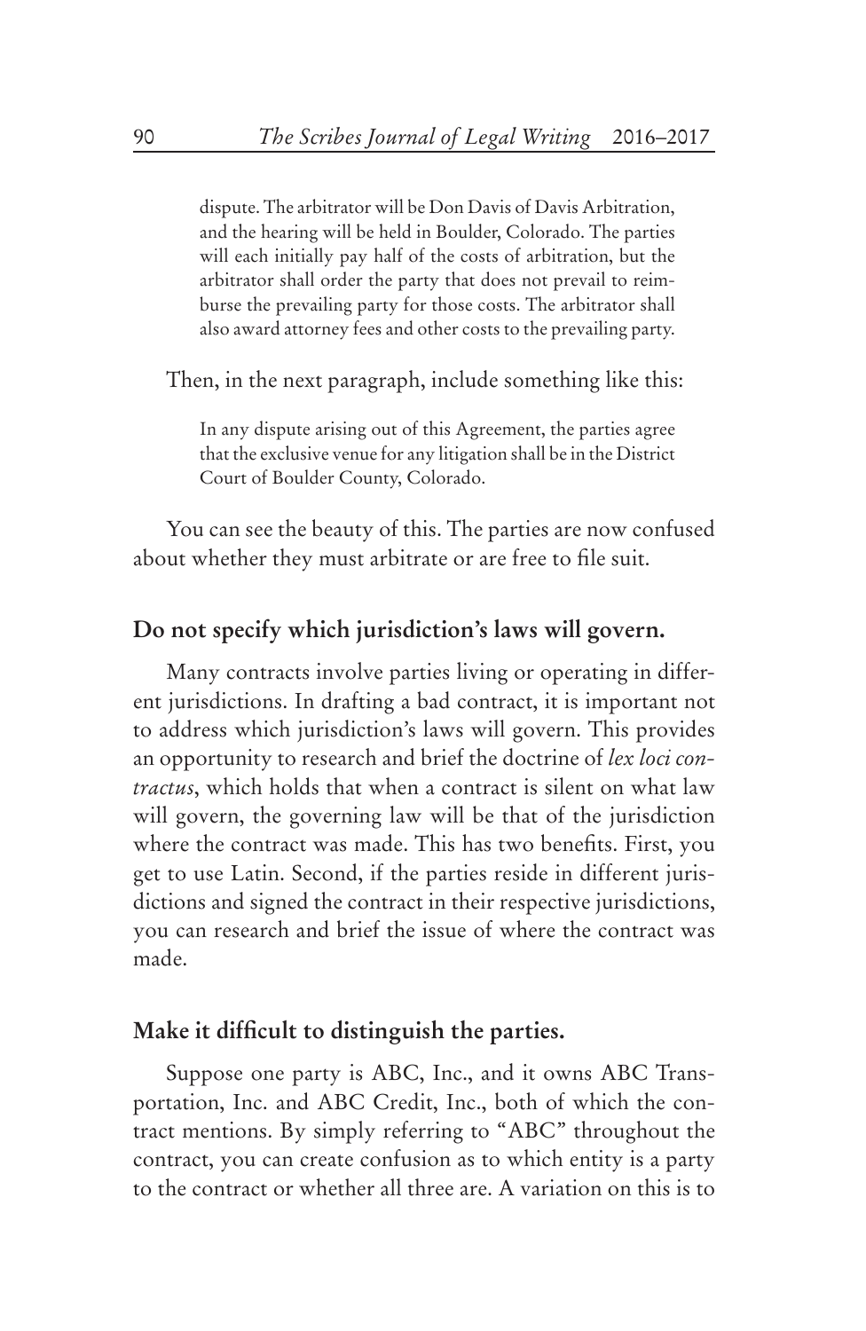> dispute. The arbitrator will be Don Davis of Davis Arbitration, and the hearing will be held in Boulder, Colorado. The parties will each initially pay half of the costs of arbitration, but the arbitrator shall order the party that does not prevail to reimburse the prevailing party for those costs. The arbitrator shall also award attorney fees and other costs to the prevailing party.

Then, in the next paragraph, include something like this:

> In any dispute arising out of this Agreement, the parties agree that the exclusive venue for any litigation shall be in the District Court of Boulder County, Colorado.

You can see the beauty of this. The parties are now confused about whether they must arbitrate or are free to file suit.

### Do not specify which jurisdiction's laws will govern.

Many contracts involve parties living or operating in different jurisdictions. In drafting a bad contract, it is important not to address which jurisdiction's laws will govern. This provides an opportunity to research and brief the doctrine of *lex loci contractus*, which holds that when a contract is silent on what law will govern, the governing law will be that of the jurisdiction where the contract was made. This has two benefits. First, you get to use Latin. Second, if the parties reside in different jurisdictions and signed the contract in their respective jurisdictions, you can research and brief the issue of where the contract was made.

### Make it difficult to distinguish the parties.

Suppose one party is ABC, Inc., and it owns ABC Transportation, Inc. and ABC Credit, Inc., both of which the contract mentions. By simply referring to "ABC" throughout the contract, you can create confusion as to which entity is a party to the contract or whether all three are. A variation on this is to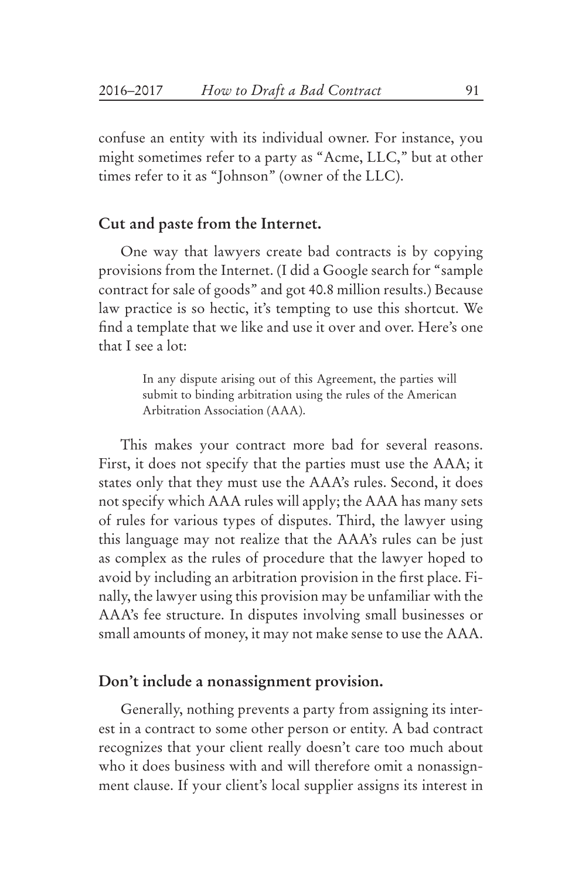confuse an entity with its individual owner. For instance, you might sometimes refer to a party as "Acme, LLC," but at other times refer to it as "Johnson" (owner of the LLC).

### Cut and paste from the Internet.

One way that lawyers create bad contracts is by copying provisions from the Internet. (I did a Google search for "sample contract for sale of goods" and got 40.8 million results.) Because law practice is so hectic, it's tempting to use this shortcut. We find a template that we like and use it over and over. Here's one that I see a lot:

> In any dispute arising out of this Agreement, the parties will submit to binding arbitration using the rules of the American Arbitration Association (AAA).

This makes your contract more bad for several reasons. First, it does not specify that the parties must use the AAA; it states only that they must use the AAA's rules. Second, it does not specify which AAA rules will apply; the AAA has many sets of rules for various types of disputes. Third, the lawyer using this language may not realize that the AAA's rules can be just as complex as the rules of procedure that the lawyer hoped to avoid by including an arbitration provision in the first place. Finally, the lawyer using this provision may be unfamiliar with the AAA's fee structure. In disputes involving small businesses or small amounts of money, it may not make sense to use the AAA.

### Don't include a nonassignment provision.

Generally, nothing prevents a party from assigning its interest in a contract to some other person or entity. A bad contract recognizes that your client really doesn't care too much about who it does business with and will therefore omit a nonassignment clause. If your client's local supplier assigns its interest in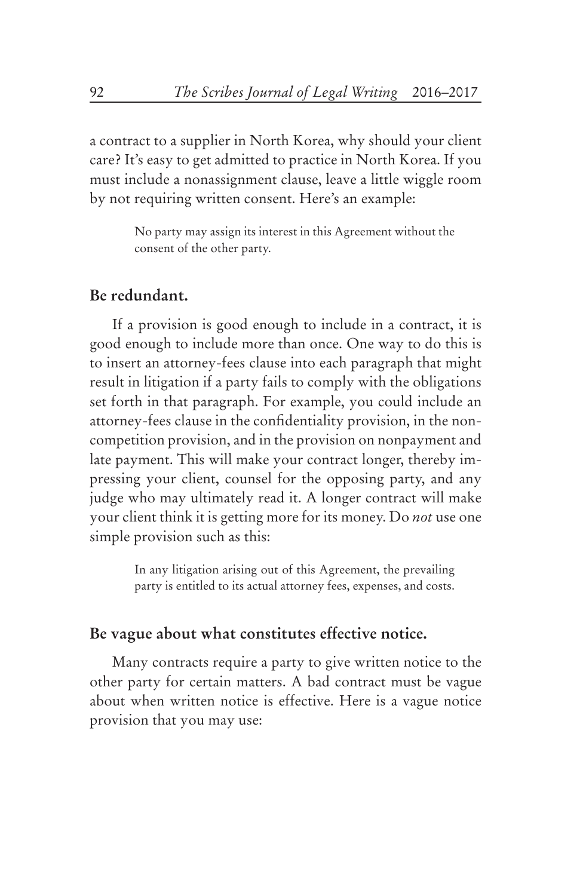a contract to a supplier in North Korea, why should your client care? It's easy to get admitted to practice in North Korea. If you must include a nonassignment clause, leave a little wiggle room by not requiring written consent. Here's an example:

> No party may assign its interest in this Agreement without the consent of the other party.

## Be redundant.

If a provision is good enough to include in a contract, it is good enough to include more than once. One way to do this is to insert an attorney-fees clause into each paragraph that might result in litigation if a party fails to comply with the obligations set forth in that paragraph. For example, you could include an attorney-fees clause in the confidentiality provision, in the noncompetition provision, and in the provision on nonpayment and late payment. This will make your contract longer, thereby impressing your client, counsel for the opposing party, and any judge who may ultimately read it. A longer contract will make your client think it is getting more for its money. Do *not* use one simple provision such as this:

> In any litigation arising out of this Agreement, the prevailing party is entitled to its actual attorney fees, expenses, and costs.

## Be vague about what constitutes effective notice.

Many contracts require a party to give written notice to the other party for certain matters. A bad contract must be vague about when written notice is effective. Here is a vague notice provision that you may use: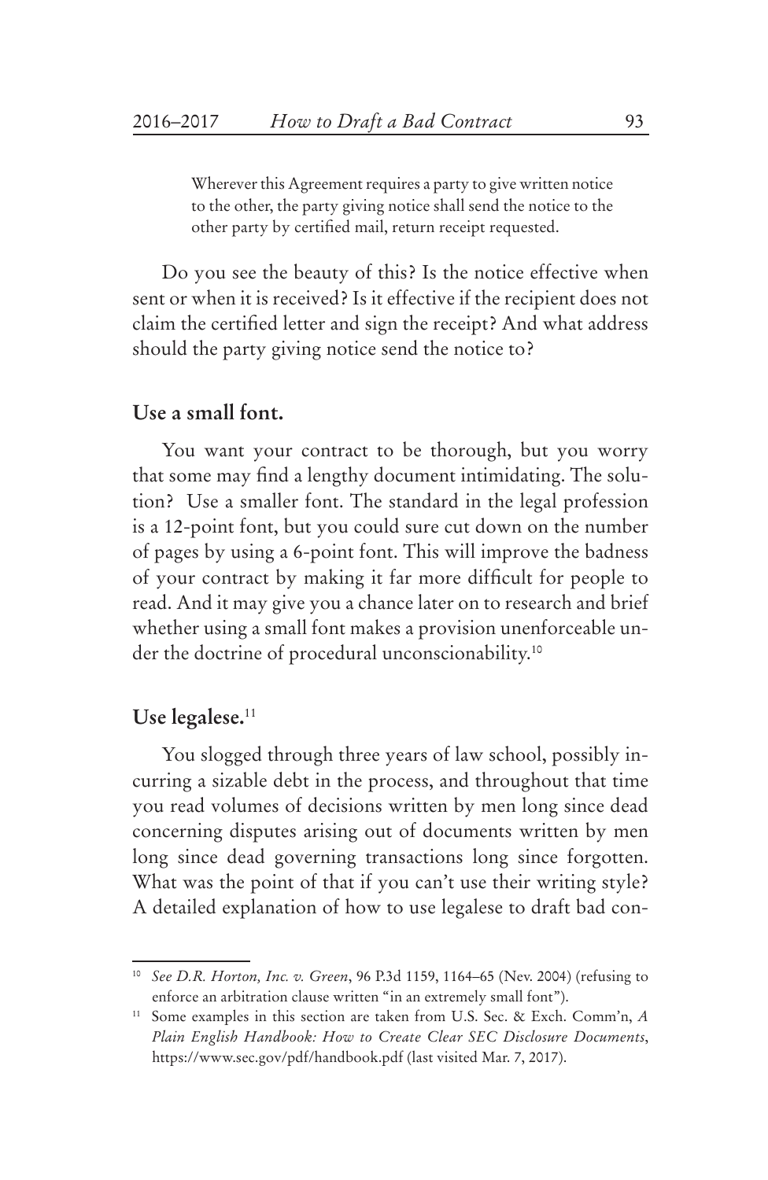> Wherever this Agreement requires a party to give written notice to the other, the party giving notice shall send the notice to the other party by certified mail, return receipt requested.

Do you see the beauty of this? Is the notice effective when sent or when it is received? Is it effective if the recipient does not claim the certified letter and sign the receipt? And what address should the party giving notice send the notice to?

### Use a small font.

You want your contract to be thorough, but you worry that some may find a lengthy document intimidating. The solution? Use a smaller font. The standard in the legal profession is a 12-point font, but you could sure cut down on the number of pages by using a 6-point font. This will improve the badness of your contract by making it far more difficult for people to read. And it may give you a chance later on to research and brief whether using a small font makes a provision unenforceable under the doctrine of procedural unconscionability.[10]

### Use legalese.[11]

You slogged through three years of law school, possibly incurring a sizable debt in the process, and throughout that time you read volumes of decisions written by men long since dead concerning disputes arising out of documents written by men long since dead governing transactions long since forgotten. What was the point of that if you can't use their writing style? A detailed explanation of how to use legalese to draft bad con-

---

[10] *See D.R. Horton, Inc. v. Green*, 96 P.3d 1159, 1164–65 (Nev. 2004) (refusing to enforce an arbitration clause written "in an extremely small font").

[11] Some examples in this section are taken from U.S. Sec. & Exch. Comm'n, *A Plain English Handbook: How to Create Clear SEC Disclosure Documents*, https://www.sec.gov/pdf/handbook.pdf (last visited Mar. 7, 2017).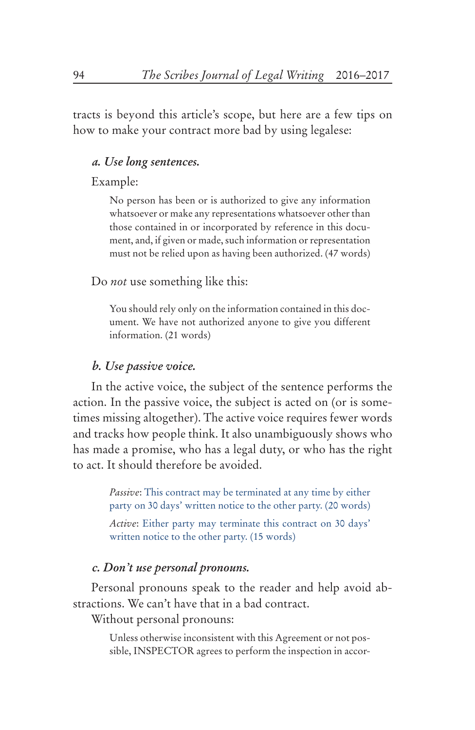tracts is beyond this article's scope, but here are a few tips on how to make your contract more bad by using legalese:

### *a. Use long sentences.*

Example:

> No person has been or is authorized to give any information whatsoever or make any representations whatsoever other than those contained in or incorporated by reference in this document, and, if given or made, such information or representation must not be relied upon as having been authorized. (47 words)

Do *not* use something like this:

> You should rely only on the information contained in this document. We have not authorized anyone to give you different information. (21 words)

### *b. Use passive voice.*

In the active voice, the subject of the sentence performs the action. In the passive voice, the subject is acted on (or is sometimes missing altogether). The active voice requires fewer words and tracks how people think. It also unambiguously shows who has made a promise, who has a legal duty, or who has the right to act. It should therefore be avoided.

> *Passive*: This contract may be terminated at any time by either party on 30 days' written notice to the other party. (20 words)
>
> *Active*: Either party may terminate this contract on 30 days' written notice to the other party. (15 words)

### *c. Don't use personal pronouns.*

Personal pronouns speak to the reader and help avoid abstractions. We can't have that in a bad contract.

Without personal pronouns:

> Unless otherwise inconsistent with this Agreement or not possible, INSPECTOR agrees to perform the inspection in accor-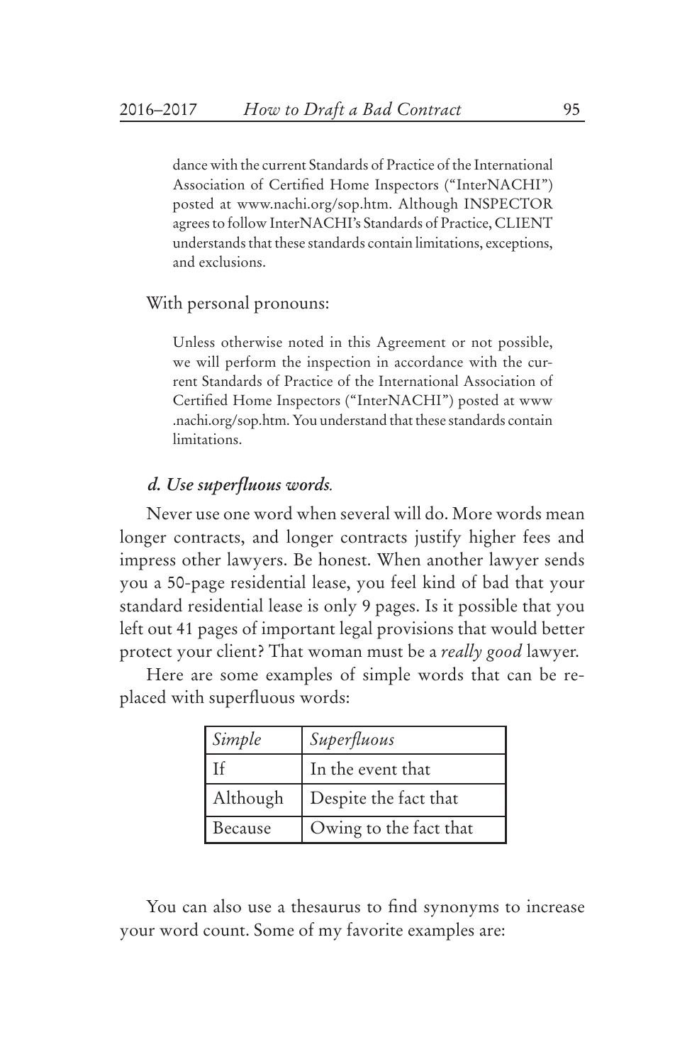> dance with the current Standards of Practice of the International Association of Certified Home Inspectors ("InterNACHI") posted at www.nachi.org/sop.htm. Although INSPECTOR agrees to follow InterNACHI's Standards of Practice, CLIENT understands that these standards contain limitations, exceptions, and exclusions.

With personal pronouns:

> Unless otherwise noted in this Agreement or not possible, we will perform the inspection in accordance with the current Standards of Practice of the International Association of Certified Home Inspectors ("InterNACHI") posted at www.nachi.org/sop.htm. You understand that these standards contain limitations.

#### *d. Use superfluous words.*

Never use one word when several will do. More words mean longer contracts, and longer contracts justify higher fees and impress other lawyers. Be honest. When another lawyer sends you a 50-page residential lease, you feel kind of bad that your standard residential lease is only 9 pages. Is it possible that you left out 41 pages of important legal provisions that would better protect your client? That woman must be a *really good* lawyer.

Here are some examples of simple words that can be replaced with superfluous words:

| *Simple* | *Superfluous* |
|---|---|
| If | In the event that |
| Although | Despite the fact that |
| Because | Owing to the fact that |

You can also use a thesaurus to find synonyms to increase your word count. Some of my favorite examples are: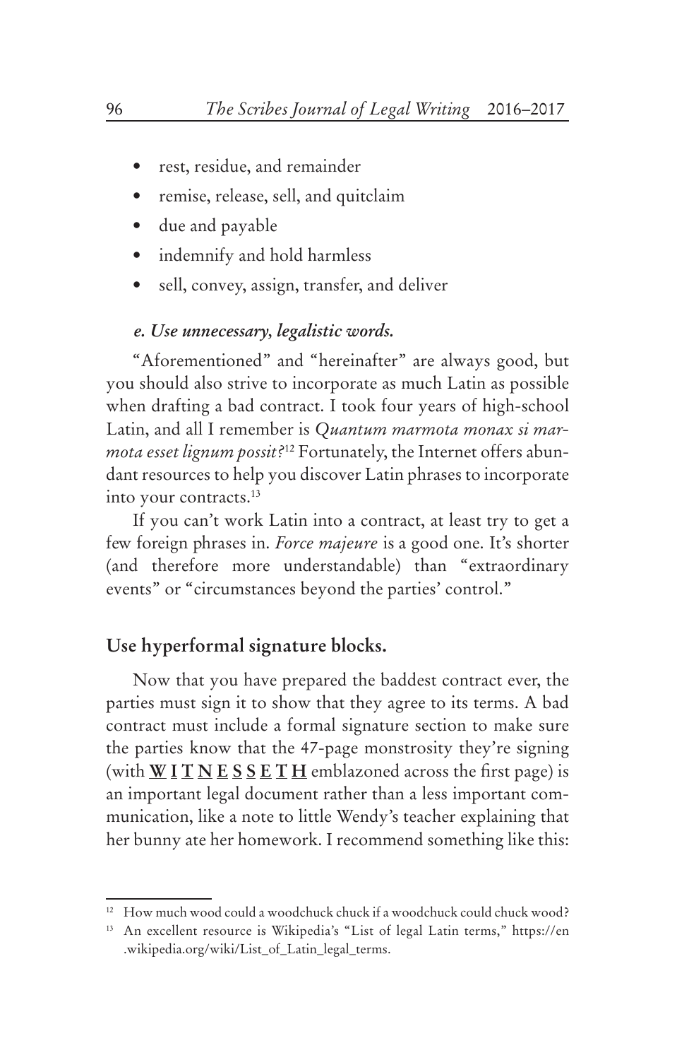- rest, residue, and remainder
- remise, release, sell, and quitclaim
- due and payable
- indemnify and hold harmless
- sell, convey, assign, transfer, and deliver

#### *e. Use unnecessary, legalistic words.*

"Aforementioned" and "hereinafter" are always good, but you should also strive to incorporate as much Latin as possible when drafting a bad contract. I took four years of high-school Latin, and all I remember is *Quantum marmota monax si marmota esset lignum possit?*[12] Fortunately, the Internet offers abundant resources to help you discover Latin phrases to incorporate into your contracts.[13]

If you can't work Latin into a contract, at least try to get a few foreign phrases in. *Force majeure* is a good one. It's shorter (and therefore more understandable) than "extraordinary events" or "circumstances beyond the parties' control."

### Use hyperformal signature blocks.

Now that you have prepared the baddest contract ever, the parties must sign it to show that they agree to its terms. A bad contract must include a formal signature section to make sure the parties know that the 47-page monstrosity they're signing (with **<u>W</u> <u>I</u> <u>T</u> <u>N</u> <u>E</u> <u>S</u> <u>S</u> <u>E</u> <u>T</u> <u>H</u>** emblazoned across the first page) is an important legal document rather than a less important communication, like a note to little Wendy's teacher explaining that her bunny ate her homework. I recommend something like this:

---

[12] How much wood could a woodchuck chuck if a woodchuck could chuck wood?

[13] An excellent resource is Wikipedia's "List of legal Latin terms," https://en.wikipedia.org/wiki/List_of_Latin_legal_terms.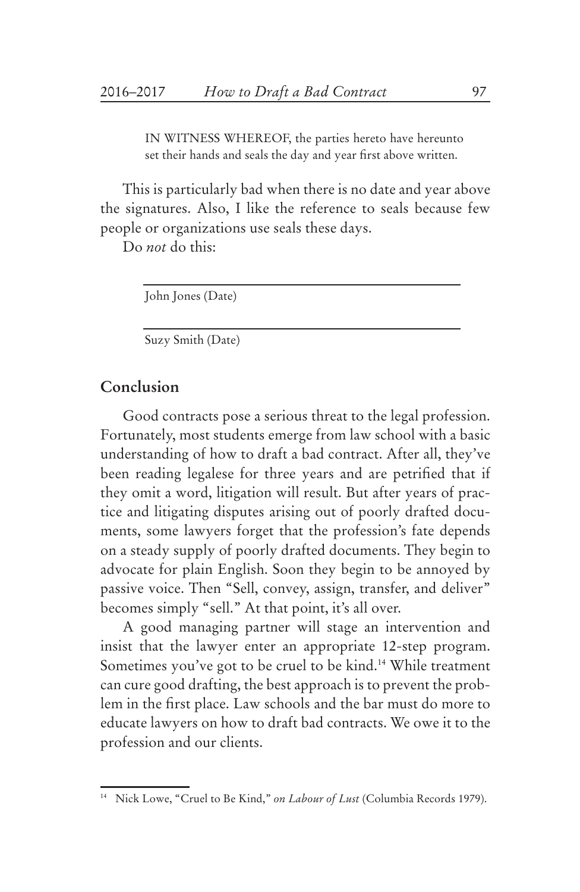> IN WITNESS WHEREOF, the parties hereto have hereunto set their hands and seals the day and year first above written.

This is particularly bad when there is no date and year above the signatures. Also, I like the reference to seals because few people or organizations use seals these days.

Do *not* do this:

> \_\_\_\_\_\_\_\_\_\_\_\_\_\_\_\_\_\_\_\_\_\_\_\_\_\_\_\_\_\_\_\_\_\_
>
> John Jones (Date)
>
> \_\_\_\_\_\_\_\_\_\_\_\_\_\_\_\_\_\_\_\_\_\_\_\_\_\_\_\_\_\_\_\_\_\_
>
> Suzy Smith (Date)

## Conclusion

Good contracts pose a serious threat to the legal profession. Fortunately, most students emerge from law school with a basic understanding of how to draft a bad contract. After all, they've been reading legalese for three years and are petrified that if they omit a word, litigation will result. But after years of practice and litigating disputes arising out of poorly drafted documents, some lawyers forget that the profession's fate depends on a steady supply of poorly drafted documents. They begin to advocate for plain English. Soon they begin to be annoyed by passive voice. Then "Sell, convey, assign, transfer, and deliver" becomes simply "sell." At that point, it's all over.

A good managing partner will stage an intervention and insist that the lawyer enter an appropriate 12-step program. Sometimes you've got to be cruel to be kind.[14] While treatment can cure good drafting, the best approach is to prevent the problem in the first place. Law schools and the bar must do more to educate lawyers on how to draft bad contracts. We owe it to the profession and our clients.

---

[14] Nick Lowe, "Cruel to Be Kind," *on Labour of Lust* (Columbia Records 1979).